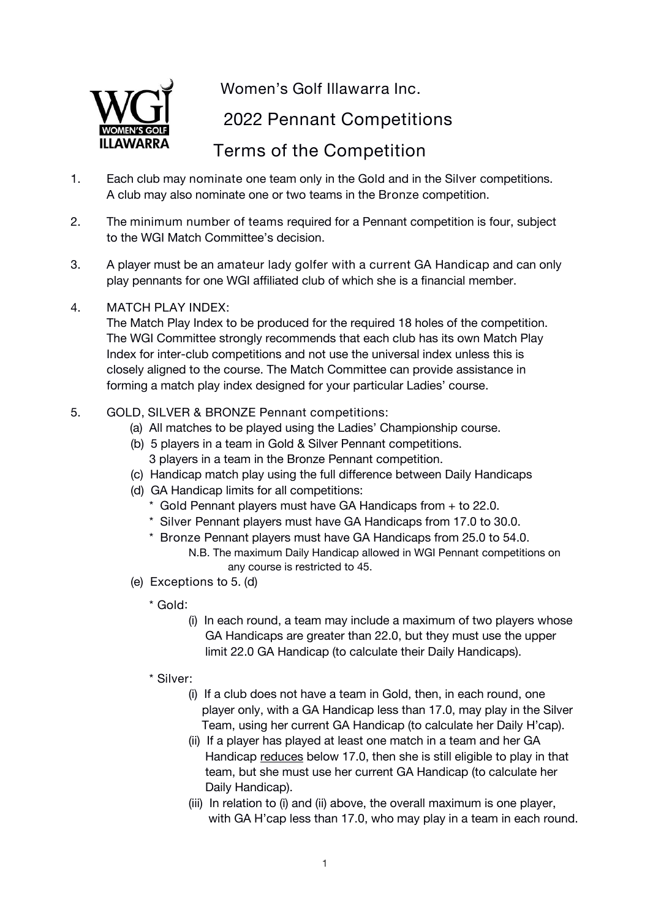# Women's Golf Illawarra Inc.

## 2022 Pennant Competitions

## Terms of the Competition

1. Each club may nominate one team only in the Gold and in the Silver competitions. A club may also nominate one or two teams in the Bronze competition.

2. The minimum number of teams required for a Pennant competition is four, subject to the WGI Match Committee's decision.

3. A player must be an amateur lady golfer with a current GA Handicap and can only play pennants for one WGI affiliated club of which she is a financial member.

4. MATCH PLAY INDEX:
   The Match Play Index to be produced for the required 18 holes of the competition. The WGI Committee strongly recommends that each club has its own Match Play Index for inter-club competitions and not use the universal index unless this is closely aligned to the course. The Match Committee can provide assistance in forming a match play index designed for your particular Ladies' course.

5. GOLD, SILVER & BRONZE Pennant competitions:
   (a) All matches to be played using the Ladies' Championship course.
   (b) 5 players in a team in Gold & Silver Pennant competitions.
   3 players in a team in the Bronze Pennant competition.
   (c) Handicap match play using the full difference between Daily Handicaps
   (d) GA Handicap limits for all competitions:
   * Gold Pennant players must have GA Handicaps from + to 22.0.
   * Silver Pennant players must have GA Handicaps from 17.0 to 30.0.
   * Bronze Pennant players must have GA Handicaps from 25.0 to 54.0.
   N.B. The maximum Daily Handicap allowed in WGI Pennant competitions on any course is restricted to 45.
   (e) Exceptions to 5. (d)

   * Gold:
     (i) In each round, a team may include a maximum of two players whose GA Handicaps are greater than 22.0, but they must use the upper limit 22.0 GA Handicap (to calculate their Daily Handicaps).

   * Silver:
     (i) If a club does not have a team in Gold, then, in each round, one player only, with a GA Handicap less than 17.0, may play in the Silver Team, using her current GA Handicap (to calculate her Daily H'cap).
     (ii) If a player has played at least one match in a team and her GA Handicap <u>reduces</u> below 17.0, then she is still eligible to play in that team, but she must use her current GA Handicap (to calculate her Daily Handicap).
     (iii) In relation to (i) and (ii) above, the overall maximum is one player, with GA H'cap less than 17.0, who may play in a team in each round.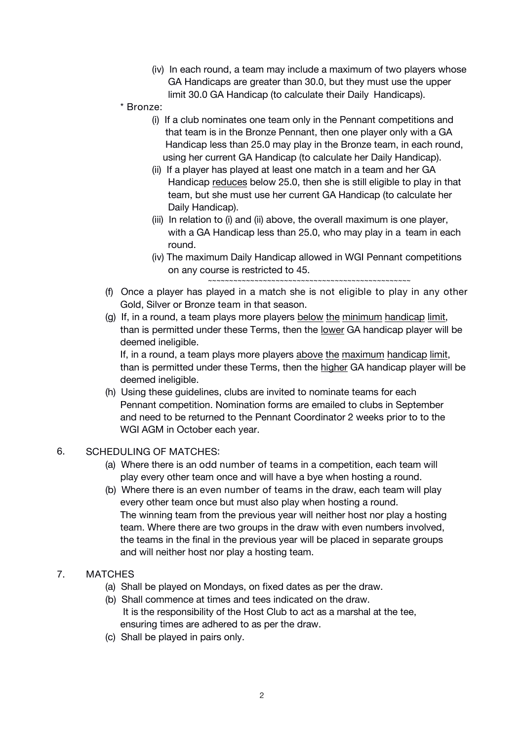(iv) In each round, a team may include a maximum of two players whose GA Handicaps are greater than 30.0, but they must use the upper limit 30.0 GA Handicap (to calculate their Daily Handicaps).

\* Bronze:

(i) If a club nominates one team only in the Pennant competitions and that team is in the Bronze Pennant, then one player only with a GA Handicap less than 25.0 may play in the Bronze team, in each round, using her current GA Handicap (to calculate her Daily Handicap).

(ii) If a player has played at least one match in a team and her GA Handicap <u>reduces</u> below 25.0, then she is still eligible to play in that team, but she must use her current GA Handicap (to calculate her Daily Handicap).

(iii) In relation to (i) and (ii) above, the overall maximum is one player, with a GA Handicap less than 25.0, who may play in a team in each round.

(iv) The maximum Daily Handicap allowed in WGI Pennant competitions on any course is restricted to 45.

~~~~~~~~~~~~~~~~~~~~~~~~~~~~~~~~~~~~~~~~~~~~~~~~~~~~~~~~

(f) Once a player has played in a match she is not eligible to play in any other Gold, Silver or Bronze team in that season.

(g) If, in a round, a team plays more players <u>below the minimum handicap limit</u>, than is permitted under these Terms, then the <u>lower</u> GA handicap player will be deemed ineligible.
If, in a round, a team plays more players <u>above the maximum handicap limit</u>, than is permitted under these Terms, then the <u>higher</u> GA handicap player will be deemed ineligible.

(h) Using these guidelines, clubs are invited to nominate teams for each Pennant competition. Nomination forms are emailed to clubs in September and need to be returned to the Pennant Coordinator 2 weeks prior to to the WGI AGM in October each year.

6. SCHEDULING OF MATCHES:

(a) Where there is an odd number of teams in a competition, each team will play every other team once and will have a bye when hosting a round.

(b) Where there is an even number of teams in the draw, each team will play every other team once but must also play when hosting a round.
The winning team from the previous year will neither host nor play a hosting team. Where there are two groups in the draw with even numbers involved, the teams in the final in the previous year will be placed in separate groups and will neither host nor play a hosting team.

7. MATCHES

(a) Shall be played on Mondays, on fixed dates as per the draw.

(b) Shall commence at times and tees indicated on the draw.
It is the responsibility of the Host Club to act as a marshal at the tee, ensuring times are adhered to as per the draw.

(c) Shall be played in pairs only.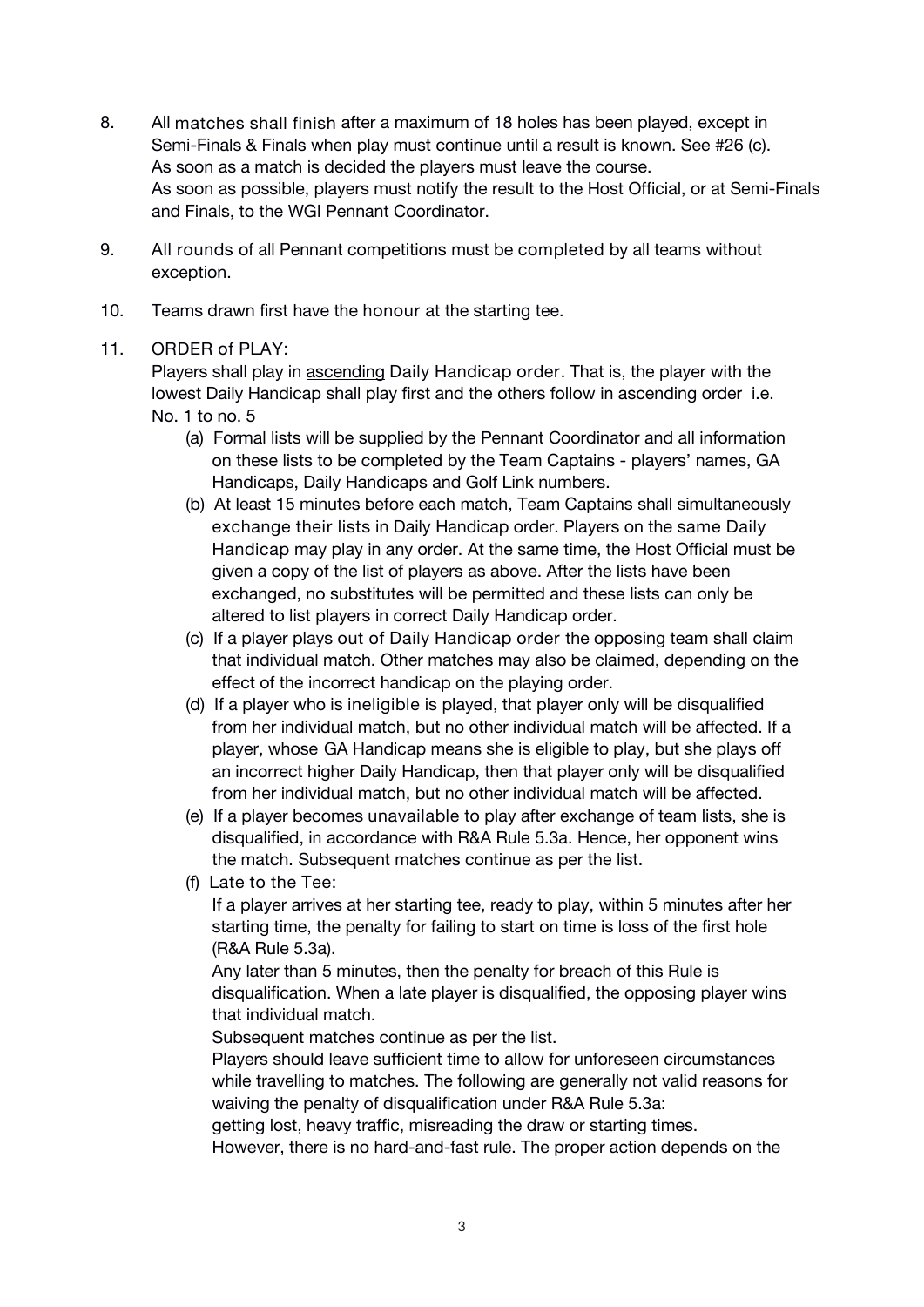8. All matches shall finish after a maximum of 18 holes has been played, except in Semi-Finals & Finals when play must continue until a result is known. See #26 (c).
   As soon as a match is decided the players must leave the course.
   As soon as possible, players must notify the result to the Host Official, or at Semi-Finals and Finals, to the WGI Pennant Coordinator.

9. All rounds of all Pennant competitions must be completed by all teams without exception.

10. Teams drawn first have the honour at the starting tee.

11. ORDER of PLAY:
    Players shall play in <u>ascending</u> Daily Handicap order. That is, the player with the lowest Daily Handicap shall play first and the others follow in ascending order i.e. No. 1 to no. 5
    (a) Formal lists will be supplied by the Pennant Coordinator and all information on these lists to be completed by the Team Captains - players' names, GA Handicaps, Daily Handicaps and Golf Link numbers.
    (b) At least 15 minutes before each match, Team Captains shall simultaneously exchange their lists in Daily Handicap order. Players on the same Daily Handicap may play in any order. At the same time, the Host Official must be given a copy of the list of players as above. After the lists have been exchanged, no substitutes will be permitted and these lists can only be altered to list players in correct Daily Handicap order.
    (c) If a player plays out of Daily Handicap order the opposing team shall claim that individual match. Other matches may also be claimed, depending on the effect of the incorrect handicap on the playing order.
    (d) If a player who is ineligible is played, that player only will be disqualified from her individual match, but no other individual match will be affected. If a player, whose GA Handicap means she is eligible to play, but she plays off an incorrect higher Daily Handicap, then that player only will be disqualified from her individual match, but no other individual match will be affected.
    (e) If a player becomes unavailable to play after exchange of team lists, she is disqualified, in accordance with R&A Rule 5.3a. Hence, her opponent wins the match. Subsequent matches continue as per the list.
    (f) Late to the Tee:
    If a player arrives at her starting tee, ready to play, within 5 minutes after her starting time, the penalty for failing to start on time is loss of the first hole (R&A Rule 5.3a).
    Any later than 5 minutes, then the penalty for breach of this Rule is disqualification. When a late player is disqualified, the opposing player wins that individual match.
    Subsequent matches continue as per the list.
    Players should leave sufficient time to allow for unforeseen circumstances while travelling to matches. The following are generally not valid reasons for waiving the penalty of disqualification under R&A Rule 5.3a:
    getting lost, heavy traffic, misreading the draw or starting times.
    However, there is no hard-and-fast rule. The proper action depends on the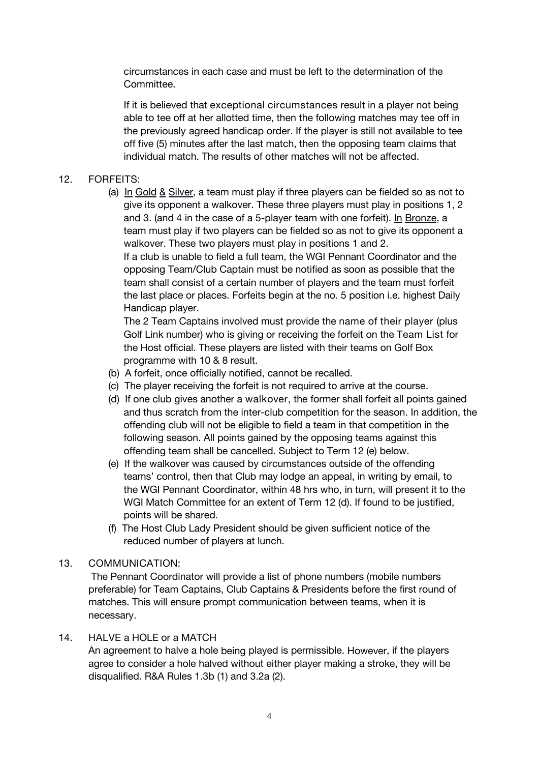circumstances in each case and must be left to the determination of the Committee.

If it is believed that exceptional circumstances result in a player not being able to tee off at her allotted time, then the following matches may tee off in the previously agreed handicap order. If the player is still not available to tee off five (5) minutes after the last match, then the opposing team claims that individual match. The results of other matches will not be affected.

12. FORFEITS:

    (a) In Gold & Silver, a team must play if three players can be fielded so as not to give its opponent a walkover. These three players must play in positions 1, 2 and 3. (and 4 in the case of a 5-player team with one forfeit). In Bronze, a team must play if two players can be fielded so as not to give its opponent a walkover. These two players must play in positions 1 and 2.
    If a club is unable to field a full team, the WGI Pennant Coordinator and the opposing Team/Club Captain must be notified as soon as possible that the team shall consist of a certain number of players and the team must forfeit the last place or places. Forfeits begin at the no. 5 position i.e. highest Daily Handicap player.
    The 2 Team Captains involved must provide the name of their player (plus Golf Link number) who is giving or receiving the forfeit on the Team List for the Host official. These players are listed with their teams on Golf Box programme with 10 & 8 result.

    (b) A forfeit, once officially notified, cannot be recalled.

    (c) The player receiving the forfeit is not required to arrive at the course.

    (d) If one club gives another a walkover, the former shall forfeit all points gained and thus scratch from the inter-club competition for the season. In addition, the offending club will not be eligible to field a team in that competition in the following season. All points gained by the opposing teams against this offending team shall be cancelled. Subject to Term 12 (e) below.

    (e) If the walkover was caused by circumstances outside of the offending teams' control, then that Club may lodge an appeal, in writing by email, to the WGI Pennant Coordinator, within 48 hrs who, in turn, will present it to the WGI Match Committee for an extent of Term 12 (d). If found to be justified, points will be shared.

    (f) The Host Club Lady President should be given sufficient notice of the reduced number of players at lunch.

13. COMMUNICATION:

    The Pennant Coordinator will provide a list of phone numbers (mobile numbers preferable) for Team Captains, Club Captains & Presidents before the first round of matches. This will ensure prompt communication between teams, when it is necessary.

14. HALVE a HOLE or a MATCH

    An agreement to halve a hole being played is permissible. However, if the players agree to consider a hole halved without either player making a stroke, they will be disqualified. R&A Rules 1.3b (1) and 3.2a (2).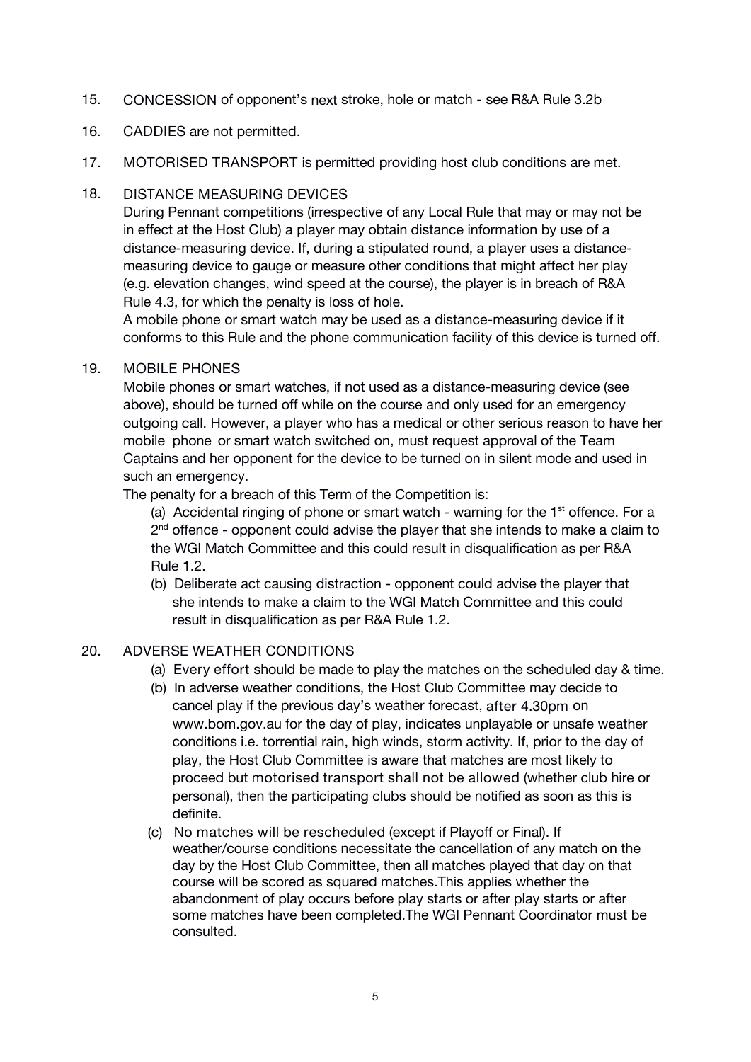15. CONCESSION of opponent's next stroke, hole or match - see R&A Rule 3.2b

16. CADDIES are not permitted.

17. MOTORISED TRANSPORT is permitted providing host club conditions are met.

18. DISTANCE MEASURING DEVICES

    During Pennant competitions (irrespective of any Local Rule that may or may not be in effect at the Host Club) a player may obtain distance information by use of a distance-measuring device. If, during a stipulated round, a player uses a distance-measuring device to gauge or measure other conditions that might affect her play (e.g. elevation changes, wind speed at the course), the player is in breach of R&A Rule 4.3, for which the penalty is loss of hole.

    A mobile phone or smart watch may be used as a distance-measuring device if it conforms to this Rule and the phone communication facility of this device is turned off.

19. MOBILE PHONES

    Mobile phones or smart watches, if not used as a distance-measuring device (see above), should be turned off while on the course and only used for an emergency outgoing call. However, a player who has a medical or other serious reason to have her mobile phone or smart watch switched on, must request approval of the Team Captains and her opponent for the device to be turned on in silent mode and used in such an emergency.

    The penalty for a breach of this Term of the Competition is:

    (a) Accidental ringing of phone or smart watch - warning for the 1st offence. For a 2nd offence - opponent could advise the player that she intends to make a claim to the WGI Match Committee and this could result in disqualification as per R&A Rule 1.2.

    (b) Deliberate act causing distraction - opponent could advise the player that she intends to make a claim to the WGI Match Committee and this could result in disqualification as per R&A Rule 1.2.

20. ADVERSE WEATHER CONDITIONS

    (a) Every effort should be made to play the matches on the scheduled day & time.

    (b) In adverse weather conditions, the Host Club Committee may decide to cancel play if the previous day's weather forecast, after 4.30pm on www.bom.gov.au for the day of play, indicates unplayable or unsafe weather conditions i.e. torrential rain, high winds, storm activity. If, prior to the day of play, the Host Club Committee is aware that matches are most likely to proceed but motorised transport shall not be allowed (whether club hire or personal), then the participating clubs should be notified as soon as this is definite.

    (c) No matches will be rescheduled (except if Playoff or Final). If weather/course conditions necessitate the cancellation of any match on the day by the Host Club Committee, then all matches played that day on that course will be scored as squared matches.This applies whether the abandonment of play occurs before play starts or after play starts or after some matches have been completed.The WGI Pennant Coordinator must be consulted.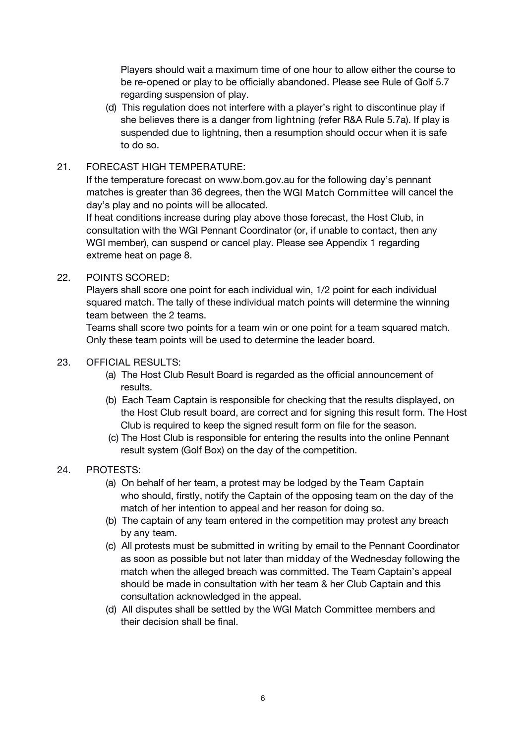Players should wait a maximum time of one hour to allow either the course to be re-opened or play to be officially abandoned. Please see Rule of Golf 5.7 regarding suspension of play.

(d) This regulation does not interfere with a player's right to discontinue play if she believes there is a danger from lightning (refer R&A Rule 5.7a). If play is suspended due to lightning, then a resumption should occur when it is safe to do so.

21. FORECAST HIGH TEMPERATURE:

If the temperature forecast on www.bom.gov.au for the following day's pennant matches is greater than 36 degrees, then the WGI Match Committee will cancel the day's play and no points will be allocated.

If heat conditions increase during play above those forecast, the Host Club, in consultation with the WGI Pennant Coordinator (or, if unable to contact, then any WGI member), can suspend or cancel play. Please see Appendix 1 regarding extreme heat on page 8.

22. POINTS SCORED:

Players shall score one point for each individual win, 1/2 point for each individual squared match. The tally of these individual match points will determine the winning team between the 2 teams.

Teams shall score two points for a team win or one point for a team squared match. Only these team points will be used to determine the leader board.

23. OFFICIAL RESULTS:

(a) The Host Club Result Board is regarded as the official announcement of results.

(b) Each Team Captain is responsible for checking that the results displayed, on the Host Club result board, are correct and for signing this result form. The Host Club is required to keep the signed result form on file for the season.

(c) The Host Club is responsible for entering the results into the online Pennant result system (Golf Box) on the day of the competition.

24. PROTESTS:

(a) On behalf of her team, a protest may be lodged by the Team Captain who should, firstly, notify the Captain of the opposing team on the day of the match of her intention to appeal and her reason for doing so.

(b) The captain of any team entered in the competition may protest any breach by any team.

(c) All protests must be submitted in writing by email to the Pennant Coordinator as soon as possible but not later than midday of the Wednesday following the match when the alleged breach was committed. The Team Captain's appeal should be made in consultation with her team & her Club Captain and this consultation acknowledged in the appeal.

(d) All disputes shall be settled by the WGI Match Committee members and their decision shall be final.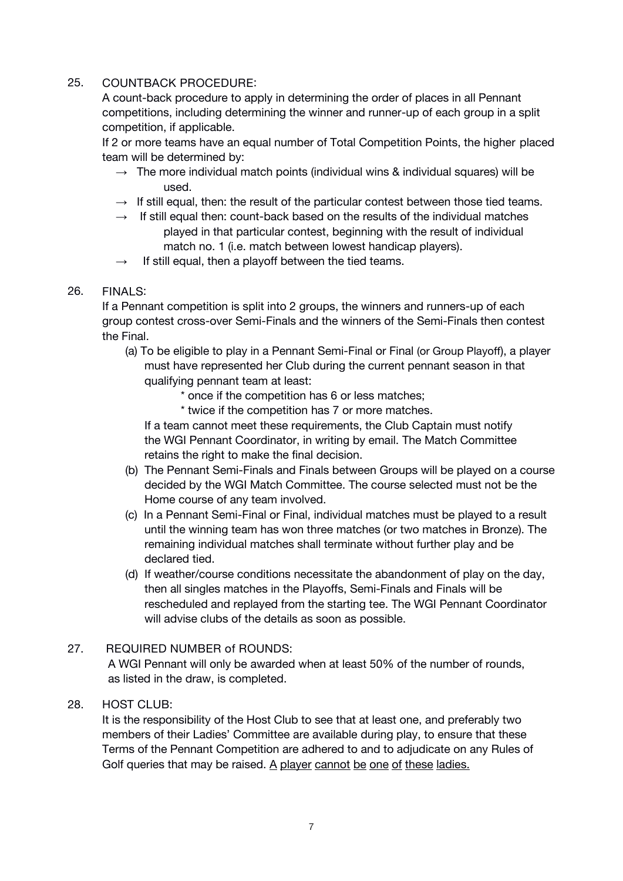25. COUNTBACK PROCEDURE:

A count-back procedure to apply in determining the order of places in all Pennant competitions, including determining the winner and runner-up of each group in a split competition, if applicable.

If 2 or more teams have an equal number of Total Competition Points, the higher placed team will be determined by:

→ The more individual match points (individual wins & individual squares) will be used.

→ If still equal, then: the result of the particular contest between those tied teams.

→ If still equal then: count-back based on the results of the individual matches played in that particular contest, beginning with the result of individual match no. 1 (i.e. match between lowest handicap players).

→ If still equal, then a playoff between the tied teams.

26. FINALS:

If a Pennant competition is split into 2 groups, the winners and runners-up of each group contest cross-over Semi-Finals and the winners of the Semi-Finals then contest the Final.

(a) To be eligible to play in a Pennant Semi-Final or Final (or Group Playoff), a player must have represented her Club during the current pennant season in that qualifying pennant team at least:

* once if the competition has 6 or less matches;
* twice if the competition has 7 or more matches.

If a team cannot meet these requirements, the Club Captain must notify the WGI Pennant Coordinator, in writing by email. The Match Committee retains the right to make the final decision.

(b) The Pennant Semi-Finals and Finals between Groups will be played on a course decided by the WGI Match Committee. The course selected must not be the Home course of any team involved.

(c) In a Pennant Semi-Final or Final, individual matches must be played to a result until the winning team has won three matches (or two matches in Bronze). The remaining individual matches shall terminate without further play and be declared tied.

(d) If weather/course conditions necessitate the abandonment of play on the day, then all singles matches in the Playoffs, Semi-Finals and Finals will be rescheduled and replayed from the starting tee. The WGI Pennant Coordinator will advise clubs of the details as soon as possible.

27. REQUIRED NUMBER of ROUNDS:

A WGI Pennant will only be awarded when at least 50% of the number of rounds, as listed in the draw, is completed.

28. HOST CLUB:

It is the responsibility of the Host Club to see that at least one, and preferably two members of their Ladies' Committee are available during play, to ensure that these Terms of the Pennant Competition are adhered to and to adjudicate on any Rules of Golf queries that may be raised. <u>A player cannot be one of these ladies.</u>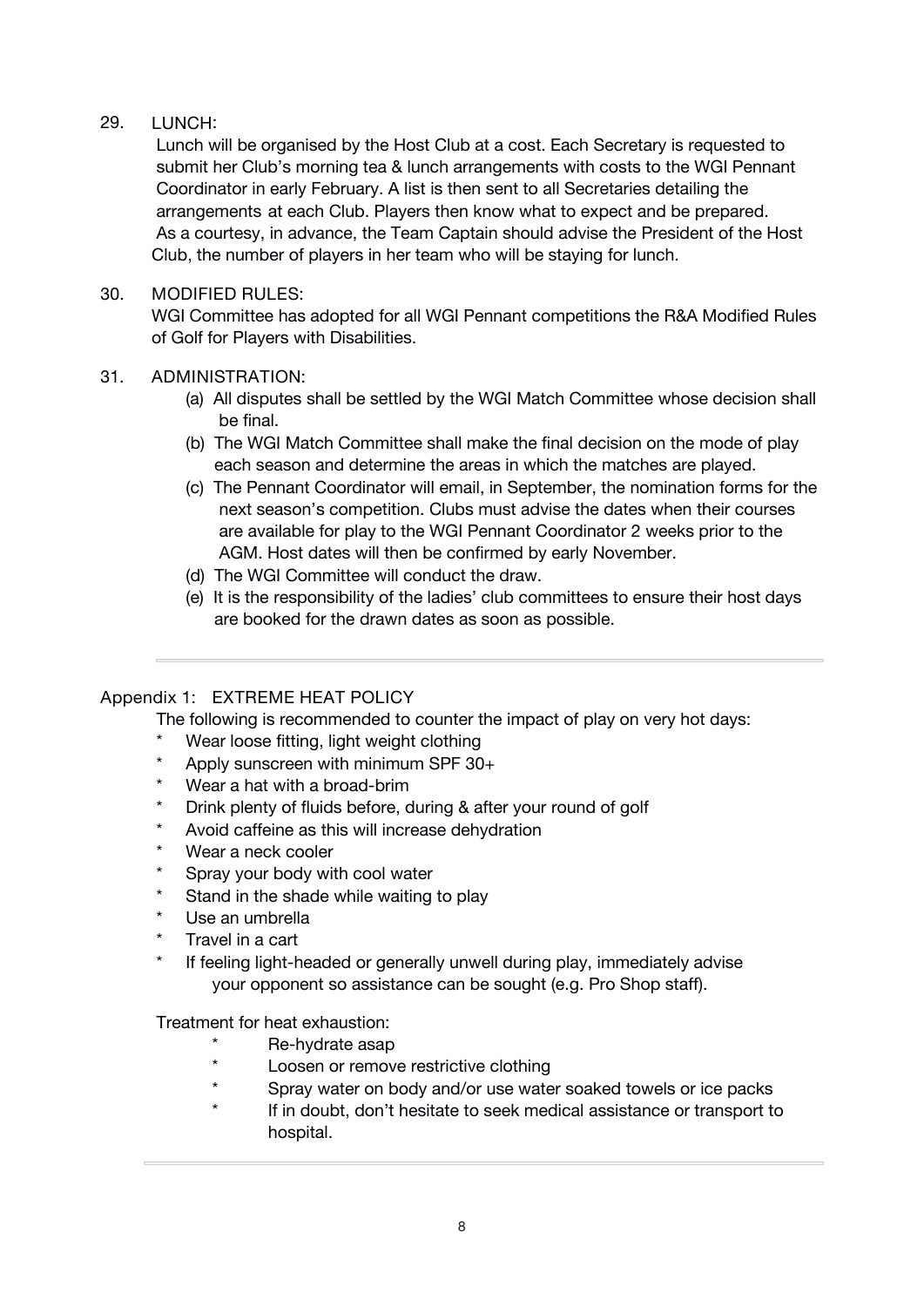29. LUNCH:

    Lunch will be organised by the Host Club at a cost. Each Secretary is requested to submit her Club's morning tea & lunch arrangements with costs to the WGI Pennant Coordinator in early February. A list is then sent to all Secretaries detailing the arrangements at each Club. Players then know what to expect and be prepared. As a courtesy, in advance, the Team Captain should advise the President of the Host Club, the number of players in her team who will be staying for lunch.

30. MODIFIED RULES:

    WGI Committee has adopted for all WGI Pennant competitions the R&A Modified Rules of Golf for Players with Disabilities.

31. ADMINISTRATION:
    - (a) All disputes shall be settled by the WGI Match Committee whose decision shall be final.
    - (b) The WGI Match Committee shall make the final decision on the mode of play each season and determine the areas in which the matches are played.
    - (c) The Pennant Coordinator will email, in September, the nomination forms for the next season's competition. Clubs must advise the dates when their courses are available for play to the WGI Pennant Coordinator 2 weeks prior to the AGM. Host dates will then be confirmed by early November.
    - (d) The WGI Committee will conduct the draw.
    - (e) It is the responsibility of the ladies' club committees to ensure their host days are booked for the drawn dates as soon as possible.

---

## Appendix 1: EXTREME HEAT POLICY

The following is recommended to counter the impact of play on very hot days:

- Wear loose fitting, light weight clothing
- Apply sunscreen with minimum SPF 30+
- Wear a hat with a broad-brim
- Drink plenty of fluids before, during & after your round of golf
- Avoid caffeine as this will increase dehydration
- Wear a neck cooler
- Spray your body with cool water
- Stand in the shade while waiting to play
- Use an umbrella
- Travel in a cart
- If feeling light-headed or generally unwell during play, immediately advise your opponent so assistance can be sought (e.g. Pro Shop staff).

Treatment for heat exhaustion:

- Re-hydrate asap
- Loosen or remove restrictive clothing
- Spray water on body and/or use water soaked towels or ice packs
- If in doubt, don't hesitate to seek medical assistance or transport to hospital.

---